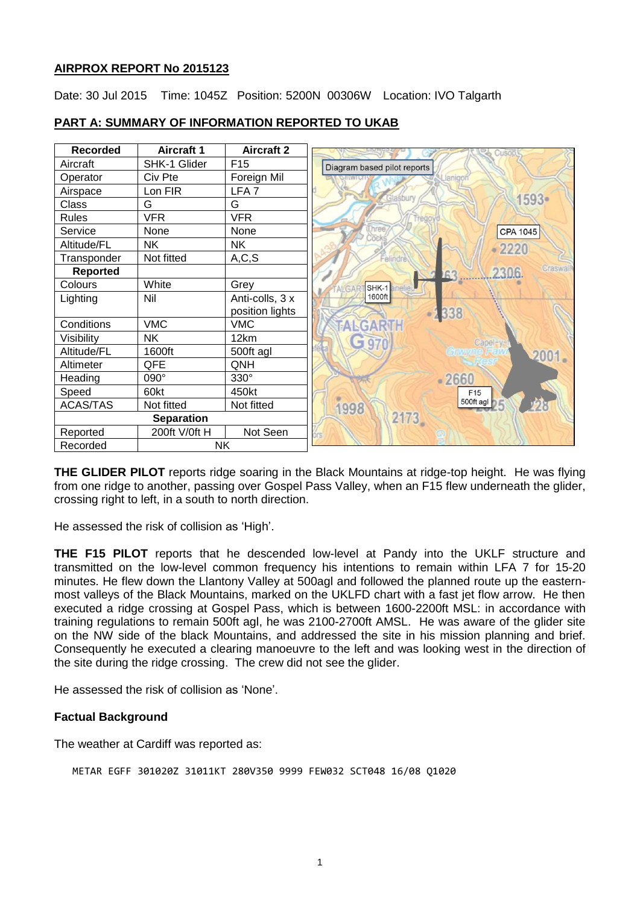**AIRPROX REPORT No 2015123**

Date: 30 Jul 2015 Time: 1045Z Position: 5200N 00306W Location: IVO Talgarth

**PART A: SUMMARY OF INFORMATION REPORTED TO UKAB**

| Recorded | Aircraft 1 | Aircraft 2 |
|---|---|---|
| Aircraft | SHK-1 Glider | F15 |
| Operator | Civ Pte | Foreign Mil |
| Airspace | Lon FIR | LFA 7 |
| Class | G | G |
| Rules | VFR | VFR |
| Service | None | None |
| Altitude/FL | NK | NK |
| Transponder | Not fitted | A,C,S |
| **Reported** | | |
| Colours | White | Grey |
| Lighting | Nil | Anti-colls, 3 x position lights |
| Conditions | VMC | VMC |
| Visibility | NK | 12km |
| Altitude/FL | 1600ft | 500ft agl |
| Altimeter | QFE | QNH |
| Heading | 090° | 330° |
| Speed | 60kt | 450kt |
| ACAS/TAS | Not fitted | Not fitted |
| **Separation** | | |
| Reported | 200ft V/0ft H | Not Seen |
| Recorded | NK | |

Diagram based pilot reports

**THE GLIDER PILOT** reports ridge soaring in the Black Mountains at ridge-top height. He was flying from one ridge to another, passing over Gospel Pass Valley, when an F15 flew underneath the glider, crossing right to left, in a south to north direction.

He assessed the risk of collision as 'High'.

**THE F15 PILOT** reports that he descended low-level at Pandy into the UKLF structure and transmitted on the low-level common frequency his intentions to remain within LFA 7 for 15-20 minutes. He flew down the Llantony Valley at 500agl and followed the planned route up the eastern-most valleys of the Black Mountains, marked on the UKLFD chart with a fast jet flow arrow. He then executed a ridge crossing at Gospel Pass, which is between 1600-2200ft MSL: in accordance with training regulations to remain 500ft agl, he was 2100-2700ft AMSL. He was aware of the glider site on the NW side of the black Mountains, and addressed the site in his mission planning and brief. Consequently he executed a clearing manoeuvre to the left and was looking west in the direction of the site during the ridge crossing. The crew did not see the glider.

He assessed the risk of collision as 'None'.

**Factual Background**

The weather at Cardiff was reported as:

```
METAR EGFF 301020Z 31011KT 280V350 9999 FEW032 SCT048 16/08 Q1020
```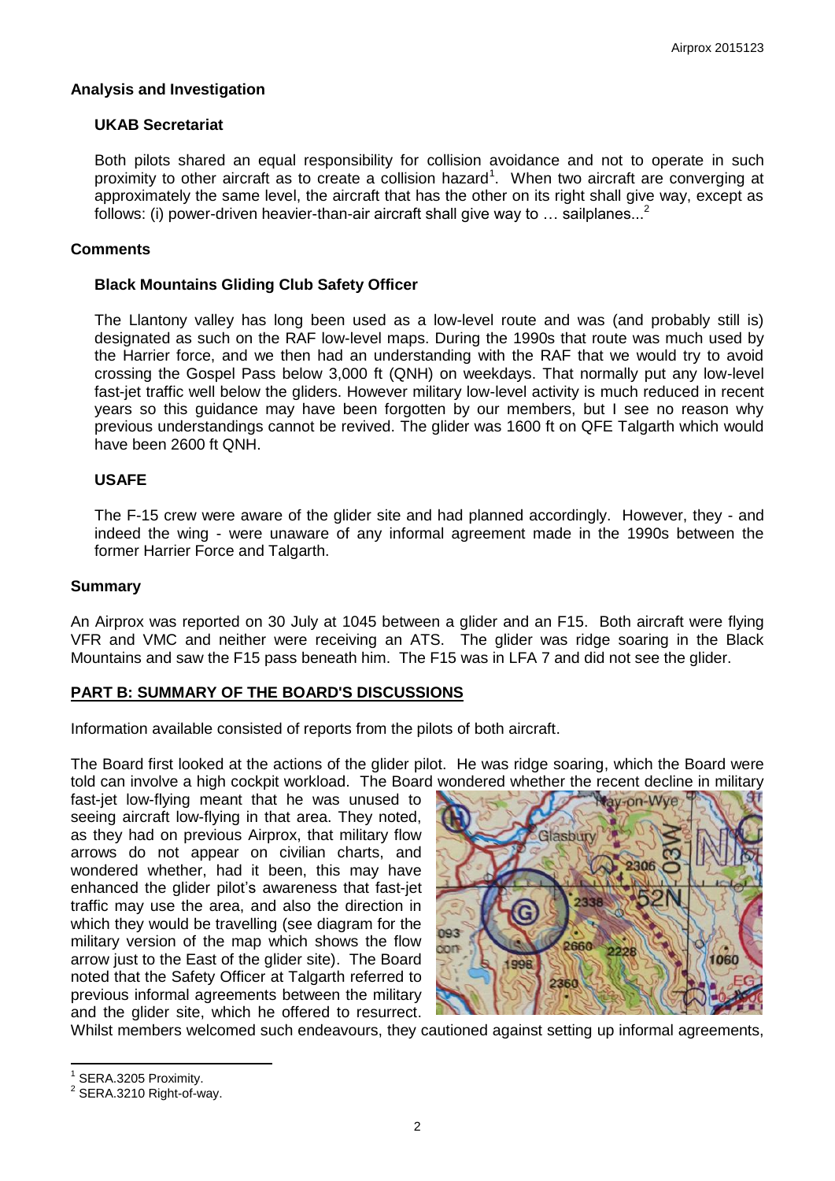## Analysis and Investigation

### UKAB Secretariat

Both pilots shared an equal responsibility for collision avoidance and not to operate in such proximity to other aircraft as to create a collision hazard[1]. When two aircraft are converging at approximately the same level, the aircraft that has the other on its right shall give way, except as follows: (i) power-driven heavier-than-air aircraft shall give way to … sailplanes...[2]

## Comments

### Black Mountains Gliding Club Safety Officer

The Llantony valley has long been used as a low-level route and was (and probably still is) designated as such on the RAF low-level maps. During the 1990s that route was much used by the Harrier force, and we then had an understanding with the RAF that we would try to avoid crossing the Gospel Pass below 3,000 ft (QNH) on weekdays. That normally put any low-level fast-jet traffic well below the gliders. However military low-level activity is much reduced in recent years so this guidance may have been forgotten by our members, but I see no reason why previous understandings cannot be revived. The glider was 1600 ft on QFE Talgarth which would have been 2600 ft QNH.

### USAFE

The F-15 crew were aware of the glider site and had planned accordingly. However, they - and indeed the wing - were unaware of any informal agreement made in the 1990s between the former Harrier Force and Talgarth.

## Summary

An Airprox was reported on 30 July at 1045 between a glider and an F15. Both aircraft were flying VFR and VMC and neither were receiving an ATS. The glider was ridge soaring in the Black Mountains and saw the F15 pass beneath him. The F15 was in LFA 7 and did not see the glider.

## PART B: SUMMARY OF THE BOARD'S DISCUSSIONS

Information available consisted of reports from the pilots of both aircraft.

The Board first looked at the actions of the glider pilot. He was ridge soaring, which the Board were told can involve a high cockpit workload. The Board wondered whether the recent decline in military fast-jet low-flying meant that he was unused to seeing aircraft low-flying in that area. They noted, as they had on previous Airprox, that military flow arrows do not appear on civilian charts, and wondered whether, had it been, this may have enhanced the glider pilot's awareness that fast-jet traffic may use the area, and also the direction in which they would be travelling (see diagram for the military version of the map which shows the flow arrow just to the East of the glider site). The Board noted that the Safety Officer at Talgarth referred to previous informal agreements between the military and the glider site, which he offered to resurrect. Whilst members welcomed such endeavours, they cautioned against setting up informal agreements,

[1] SERA.3205 Proximity.

[2] SERA.3210 Right-of-way.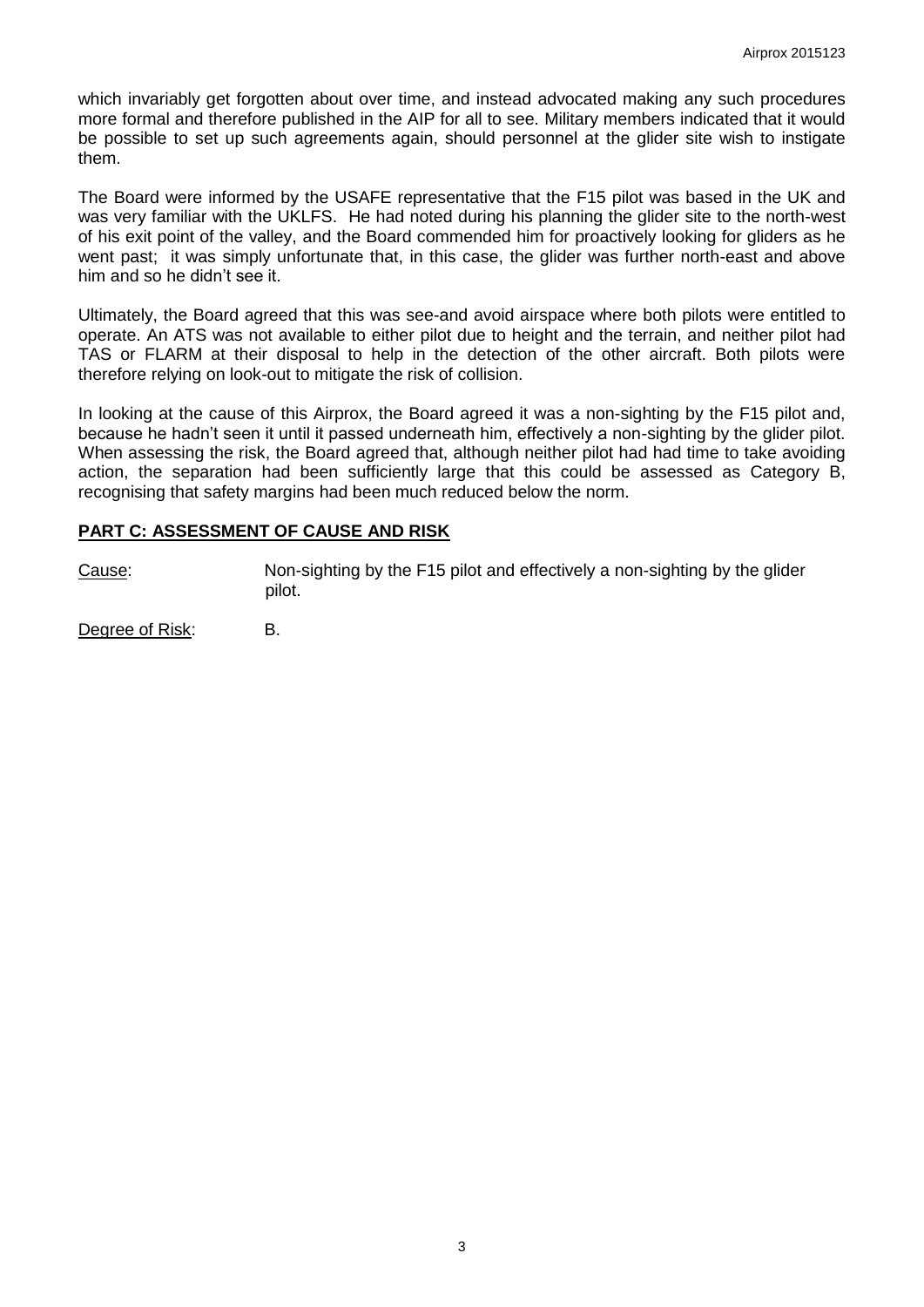which invariably get forgotten about over time, and instead advocated making any such procedures more formal and therefore published in the AIP for all to see. Military members indicated that it would be possible to set up such agreements again, should personnel at the glider site wish to instigate them.

The Board were informed by the USAFE representative that the F15 pilot was based in the UK and was very familiar with the UKLFS. He had noted during his planning the glider site to the north-west of his exit point of the valley, and the Board commended him for proactively looking for gliders as he went past; it was simply unfortunate that, in this case, the glider was further north-east and above him and so he didn't see it.

Ultimately, the Board agreed that this was see-and avoid airspace where both pilots were entitled to operate. An ATS was not available to either pilot due to height and the terrain, and neither pilot had TAS or FLARM at their disposal to help in the detection of the other aircraft. Both pilots were therefore relying on look-out to mitigate the risk of collision.

In looking at the cause of this Airprox, the Board agreed it was a non-sighting by the F15 pilot and, because he hadn't seen it until it passed underneath him, effectively a non-sighting by the glider pilot. When assessing the risk, the Board agreed that, although neither pilot had had time to take avoiding action, the separation had been sufficiently large that this could be assessed as Category B, recognising that safety margins had been much reduced below the norm.

## PART C: ASSESSMENT OF CAUSE AND RISK

Cause: Non-sighting by the F15 pilot and effectively a non-sighting by the glider pilot.

Degree of Risk: B.